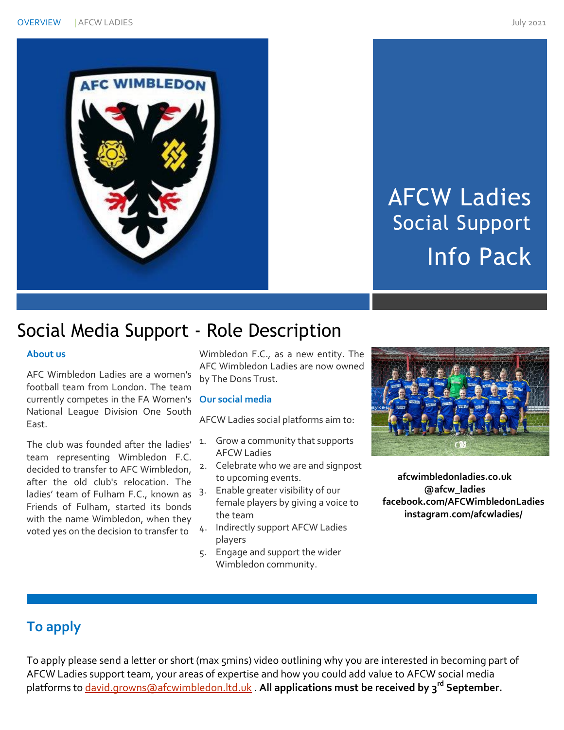# AFCW Ladies Social Support Info Pack

## Social Media Support - Role Description

### About us

AFC Wimbledon Ladies are a women's football team from London. The team currently competes in the FA Women's National League Division One South East.

The club was founded after the ladies' team representing Wimbledon F.C. decided to transfer to AFC Wimbledon, after the old club's relocation. The ladies' team of Fulham F.C., known as Friends of Fulham, started its bonds with the name Wimbledon, when they voted yes on the decision to transfer to Wimbledon F.C., as a new entity. The AFC Wimbledon Ladies are now owned by The Dons Trust.

### Our social media

AFCW Ladies social platforms aim to:

1. Grow a community that supports AFCW Ladies
2. Celebrate who we are and signpost to upcoming events.
3. Enable greater visibility of our female players by giving a voice to the team
4. Indirectly support AFCW Ladies players
5. Engage and support the wider Wimbledon community.

**afcwimbledonladies.co.uk**
**@afcw_ladies**
**facebook.com/AFCWimbledonLadies**
**instagram.com/afcwladies/**

## To apply

To apply please send a letter or short (max 5mins) video outlining why you are interested in becoming part of AFCW Ladies support team, your areas of expertise and how you could add value to AFCW social media platforms to david.growns@afcwimbledon.ltd.uk . **All applications must be received by 3rd September.**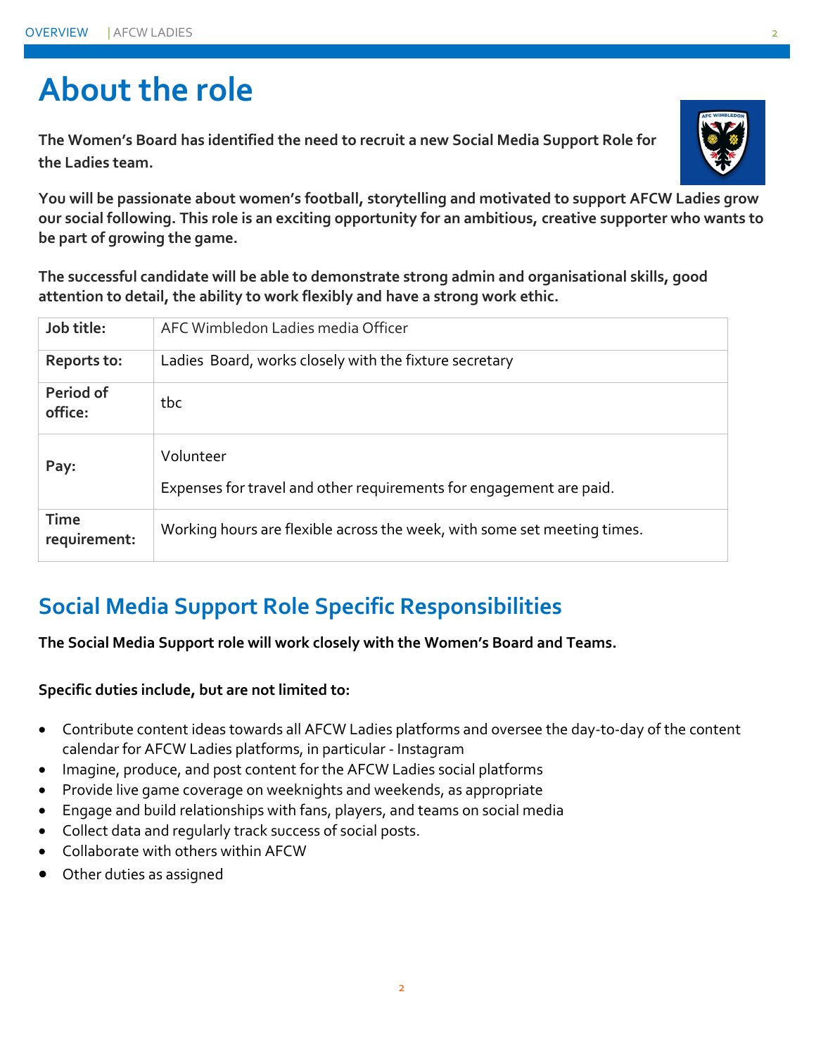# About the role

**The Women's Board has identified the need to recruit a new Social Media Support Role for the Ladies team.**

**You will be passionate about women's football, storytelling and motivated to support AFCW Ladies grow our social following. This role is an exciting opportunity for an ambitious, creative supporter who wants to be part of growing the game.**

**The successful candidate will be able to demonstrate strong admin and organisational skills, good attention to detail, the ability to work flexibly and have a strong work ethic.**

| | |
|---|---|
| **Job title:** | AFC Wimbledon Ladies media Officer |
| **Reports to:** | Ladies Board, works closely with the fixture secretary |
| **Period of office:** | tbc |
| **Pay:** | Volunteer<br><br>Expenses for travel and other requirements for engagement are paid. |
| **Time requirement:** | Working hours are flexible across the week, with some set meeting times. |

## Social Media Support Role Specific Responsibilities

**The Social Media Support role will work closely with the Women's Board and Teams.**

**Specific duties include, but are not limited to:**

- Contribute content ideas towards all AFCW Ladies platforms and oversee the day-to-day of the content calendar for AFCW Ladies platforms, in particular - Instagram
- Imagine, produce, and post content for the AFCW Ladies social platforms
- Provide live game coverage on weeknights and weekends, as appropriate
- Engage and build relationships with fans, players, and teams on social media
- Collect data and regularly track success of social posts.
- Collaborate with others within AFCW
- Other duties as assigned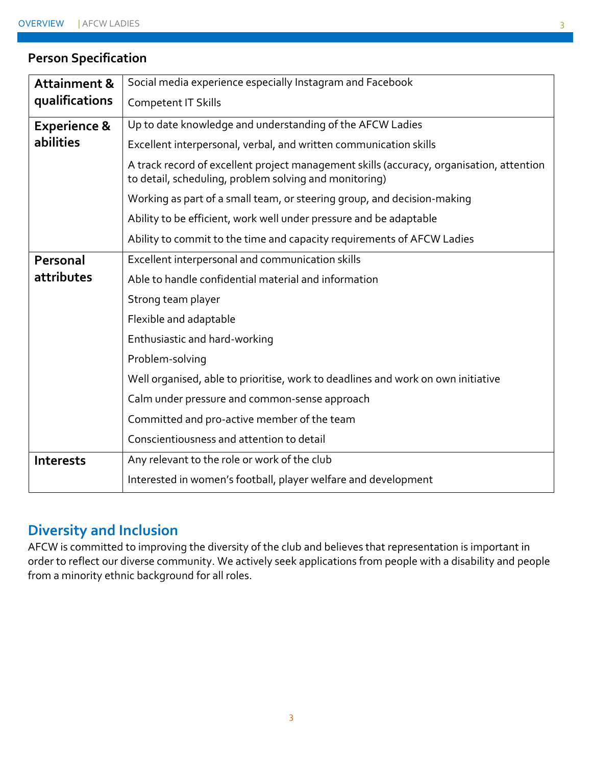## Person Specification

| | |
|---|---|
| **Attainment & qualifications** | Social media experience especially Instagram and Facebook<br>Competent IT Skills |
| **Experience & abilities** | Up to date knowledge and understanding of the AFCW Ladies<br>Excellent interpersonal, verbal, and written communication skills<br>A track record of excellent project management skills (accuracy, organisation, attention to detail, scheduling, problem solving and monitoring)<br>Working as part of a small team, or steering group, and decision-making<br>Ability to be efficient, work well under pressure and be adaptable<br>Ability to commit to the time and capacity requirements of AFCW Ladies |
| **Personal attributes** | Excellent interpersonal and communication skills<br>Able to handle confidential material and information<br>Strong team player<br>Flexible and adaptable<br>Enthusiastic and hard-working<br>Problem-solving<br>Well organised, able to prioritise, work to deadlines and work on own initiative<br>Calm under pressure and common-sense approach<br>Committed and pro-active member of the team<br>Conscientiousness and attention to detail |
| **Interests** | Any relevant to the role or work of the club<br>Interested in women's football, player welfare and development |

## Diversity and Inclusion

AFCW is committed to improving the diversity of the club and believes that representation is important in order to reflect our diverse community. We actively seek applications from people with a disability and people from a minority ethnic background for all roles.